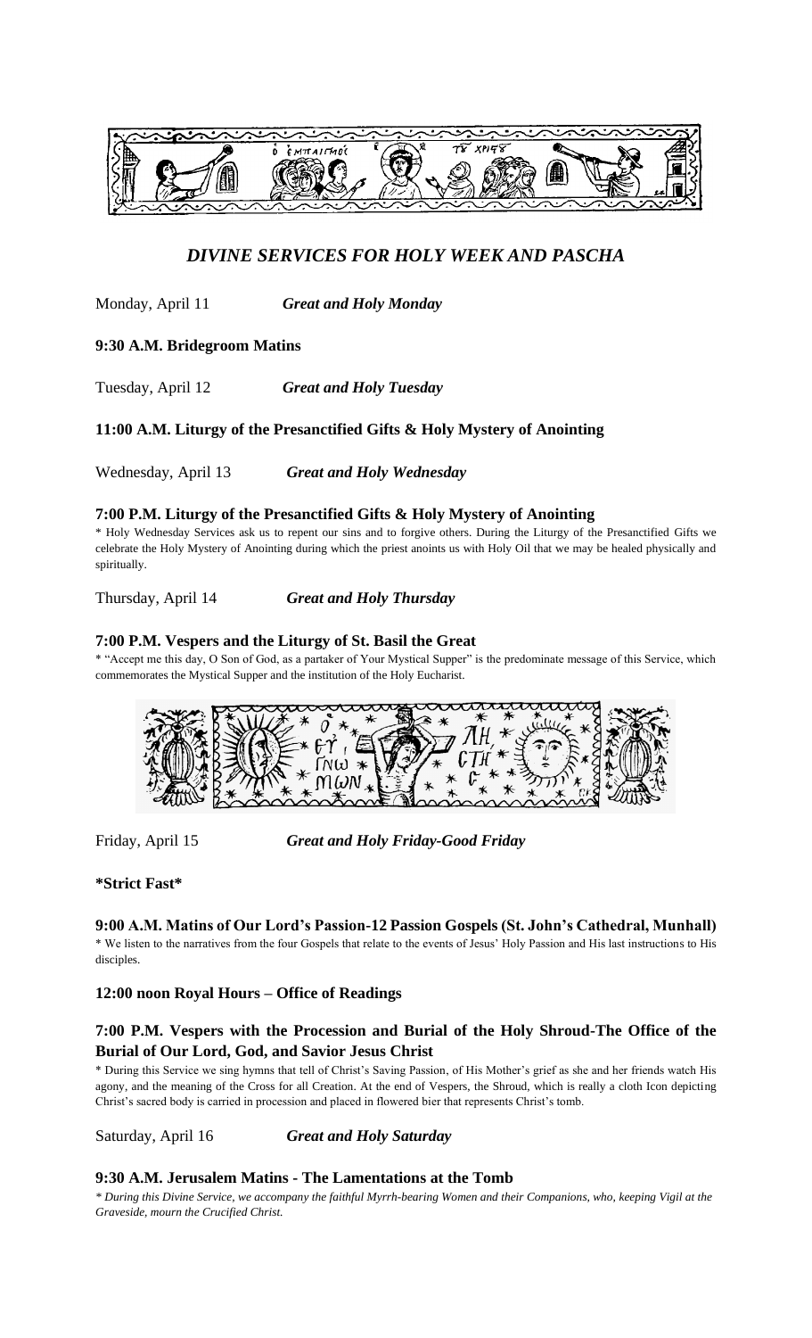# *DIVINE SERVICES FOR HOLY WEEK AND PASCHA*

Monday, April 11 *Great and Holy Monday*

**9:30 A.M. Bridegroom Matins**

Tuesday, April 12 *Great and Holy Tuesday*

**11:00 A.M. Liturgy of the Presanctified Gifts & Holy Mystery of Anointing**

Wednesday, April 13 *Great and Holy Wednesday*

**7:00 P.M. Liturgy of the Presanctified Gifts & Holy Mystery of Anointing**

* Holy Wednesday Services ask us to repent our sins and to forgive others. During the Liturgy of the Presanctified Gifts we celebrate the Holy Mystery of Anointing during which the priest anoints us with Holy Oil that we may be healed physically and spiritually.

Thursday, April 14 *Great and Holy Thursday*

**7:00 P.M. Vespers and the Liturgy of St. Basil the Great**

* "Accept me this day, O Son of God, as a partaker of Your Mystical Supper" is the predominate message of this Service, which commemorates the Mystical Supper and the institution of the Holy Eucharist.

Friday, April 15 *Great and Holy Friday-Good Friday*

**\*Strict Fast\***

**9:00 A.M. Matins of Our Lord's Passion-12 Passion Gospels (St. John's Cathedral, Munhall)**

* We listen to the narratives from the four Gospels that relate to the events of Jesus' Holy Passion and His last instructions to His disciples.

**12:00 noon Royal Hours – Office of Readings**

**7:00 P.M. Vespers with the Procession and Burial of the Holy Shroud-The Office of the Burial of Our Lord, God, and Savior Jesus Christ**

* During this Service we sing hymns that tell of Christ's Saving Passion, of His Mother's grief as she and her friends watch His agony, and the meaning of the Cross for all Creation. At the end of Vespers, the Shroud, which is really a cloth Icon depicting Christ's sacred body is carried in procession and placed in flowered bier that represents Christ's tomb.

Saturday, April 16 *Great and Holy Saturday*

**9:30 A.M. Jerusalem Matins - The Lamentations at the Tomb**

*\* During this Divine Service, we accompany the faithful Myrrh-bearing Women and their Companions, who, keeping Vigil at the Graveside, mourn the Crucified Christ.*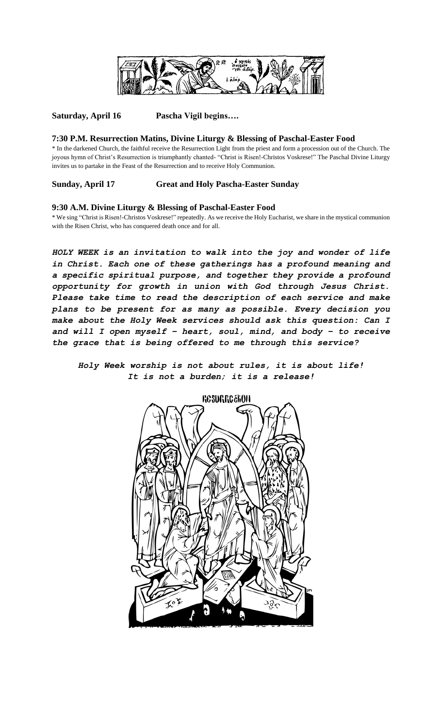**Saturday, April 16 Pascha Vigil begins….**

### 7:30 P.M. Resurrection Matins, Divine Liturgy & Blessing of Paschal-Easter Food

* In the darkened Church, the faithful receive the Resurrection Light from the priest and form a procession out of the Church. The joyous hymn of Christ's Resurrection is triumphantly chanted- "Christ is Risen!-Christos Voskrese!" The Paschal Divine Liturgy invites us to partake in the Feast of the Resurrection and to receive Holy Communion.

**Sunday, April 17 Great and Holy Pascha-Easter Sunday**

### 9:30 A.M. Divine Liturgy & Blessing of Paschal-Easter Food

* We sing "Christ is Risen!-Christos Voskrese!" repeatedly. As we receive the Holy Eucharist, we share in the mystical communion with the Risen Christ, who has conquered death once and for all.

***HOLY WEEK is an invitation to walk into the joy and wonder of life in Christ. Each one of these gatherings has a profound meaning and a specific spiritual purpose, and together they provide a profound opportunity for growth in union with God through Jesus Christ. Please take time to read the description of each service and make plans to be present for as many as possible. Every decision you make about the Holy Week services should ask this question: Can I and will I open myself – heart, soul, mind, and body – to receive the grace that is being offered to me through this service?***

***Holy Week worship is not about rules, it is about life! It is not a burden; it is a release!***